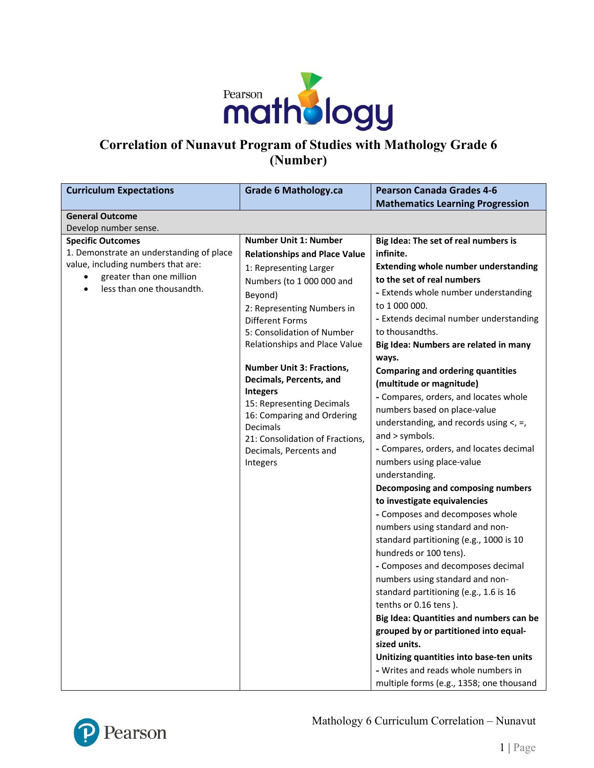# Correlation of Nunavut Program of Studies with Mathology Grade 6 (Number)

| Curriculum Expectations | Grade 6 Mathology.ca | Pearson Canada Grades 4-6 Mathematics Learning Progression |
|---|---|---|
| **General Outcome**<br>Develop number sense. | | |
| **Specific Outcomes**<br>1. Demonstrate an understanding of place value, including numbers that are:<br>• greater than one million<br>• less than one thousandth. | **Number Unit 1: Number Relationships and Place Value**<br>1: Representing Larger Numbers (to 1 000 000 and Beyond)<br>2: Representing Numbers in Different Forms<br>5: Consolidation of Number Relationships and Place Value<br><br>**Number Unit 3: Fractions, Decimals, Percents, and Integers**<br>15: Representing Decimals<br>16: Comparing and Ordering Decimals<br>21: Consolidation of Fractions, Decimals, Percents and Integers | **Big Idea: The set of real numbers is infinite.**<br>**Extending whole number understanding to the set of real numbers**<br>- Extends whole number understanding to 1 000 000.<br>- Extends decimal number understanding to thousandths.<br>**Big Idea: Numbers are related in many ways.**<br>**Comparing and ordering quantities (multitude or magnitude)**<br>- Compares, orders, and locates whole numbers based on place-value understanding, and records using <, =, and > symbols.<br>- Compares, orders, and locates decimal numbers using place-value understanding.<br>**Decomposing and composing numbers to investigate equivalencies**<br>- Composes and decomposes whole numbers using standard and non-standard partitioning (e.g., 1000 is 10 hundreds or 100 tens).<br>- Composes and decomposes decimal numbers using standard and non-standard partitioning (e.g., 1.6 is 16 tenths or 0.16 tens ).<br>**Big Idea: Quantities and numbers can be grouped by or partitioned into equal-sized units.**<br>**Unitizing quantities into base-ten units**<br>- Writes and reads whole numbers in multiple forms (e.g., 1358; one thousand |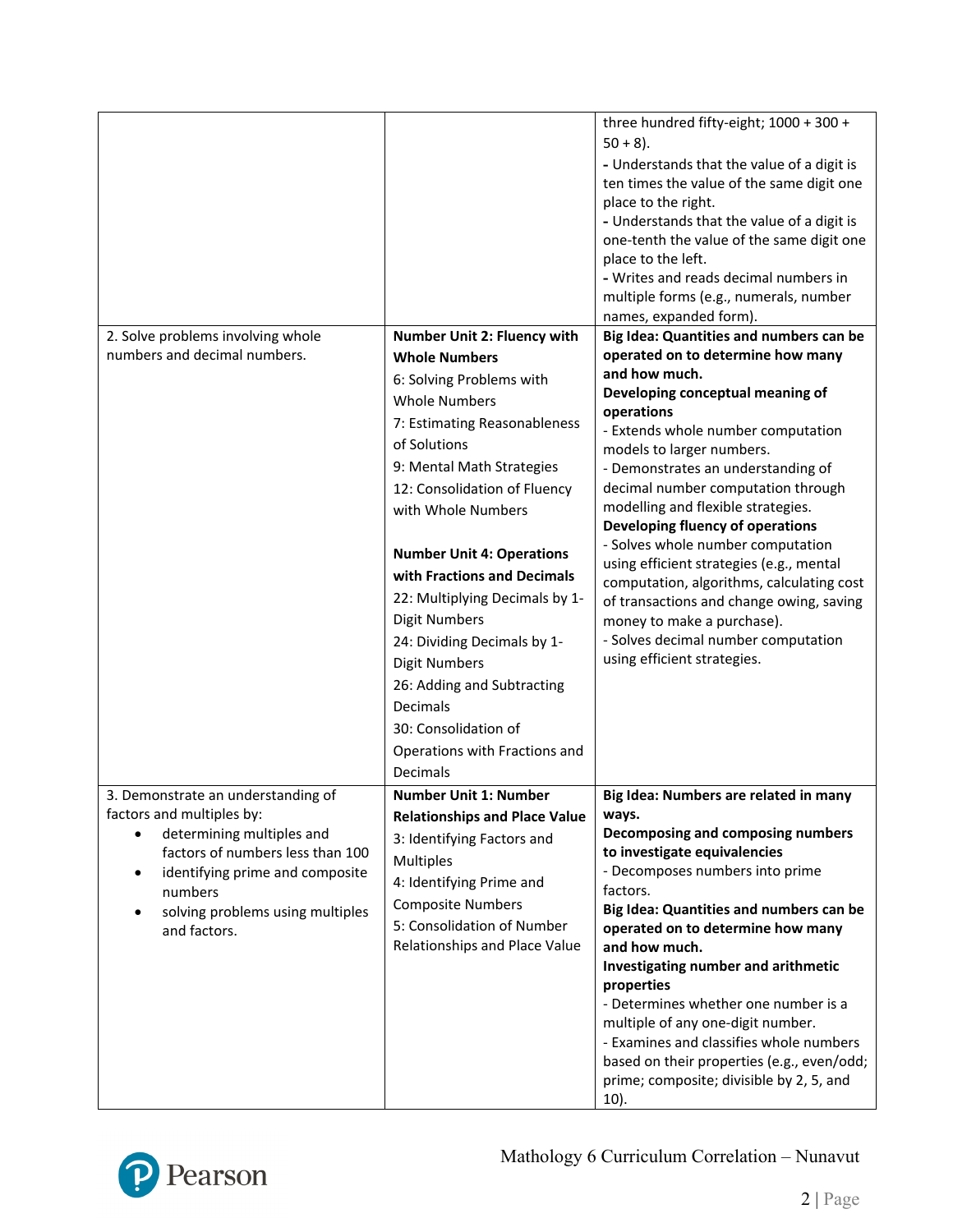| | | |
|---|---|---|
| | | three hundred fifty-eight; 1000 + 300 + 50 + 8).<br>**-** Understands that the value of a digit is ten times the value of the same digit one place to the right.<br>**-** Understands that the value of a digit is one-tenth the value of the same digit one place to the left.<br>**-** Writes and reads decimal numbers in multiple forms (e.g., numerals, number names, expanded form). |
| 2. Solve problems involving whole numbers and decimal numbers. | **Number Unit 2: Fluency with Whole Numbers**<br>6: Solving Problems with Whole Numbers<br>7: Estimating Reasonableness of Solutions<br>9: Mental Math Strategies<br>12: Consolidation of Fluency with Whole Numbers<br><br>**Number Unit 4: Operations with Fractions and Decimals**<br>22: Multiplying Decimals by 1-Digit Numbers<br>24: Dividing Decimals by 1-Digit Numbers<br>26: Adding and Subtracting Decimals<br>30: Consolidation of Operations with Fractions and Decimals | **Big Idea: Quantities and numbers can be operated on to determine how many and how much.**<br>**Developing conceptual meaning of operations**<br>- Extends whole number computation models to larger numbers.<br>- Demonstrates an understanding of decimal number computation through modelling and flexible strategies.<br>**Developing fluency of operations**<br>- Solves whole number computation using efficient strategies (e.g., mental computation, algorithms, calculating cost of transactions and change owing, saving money to make a purchase).<br>- Solves decimal number computation using efficient strategies. |
| 3. Demonstrate an understanding of factors and multiples by:<br>• determining multiples and factors of numbers less than 100<br>• identifying prime and composite numbers<br>• solving problems using multiples and factors. | **Number Unit 1: Number Relationships and Place Value**<br>3: Identifying Factors and Multiples<br>4: Identifying Prime and Composite Numbers<br>5: Consolidation of Number Relationships and Place Value | **Big Idea: Numbers are related in many ways.**<br>**Decomposing and composing numbers to investigate equivalencies**<br>- Decomposes numbers into prime factors.<br>**Big Idea: Quantities and numbers can be operated on to determine how many and how much.**<br>**Investigating number and arithmetic properties**<br>- Determines whether one number is a multiple of any one-digit number.<br>- Examines and classifies whole numbers based on their properties (e.g., even/odd; prime; composite; divisible by 2, 5, and 10). |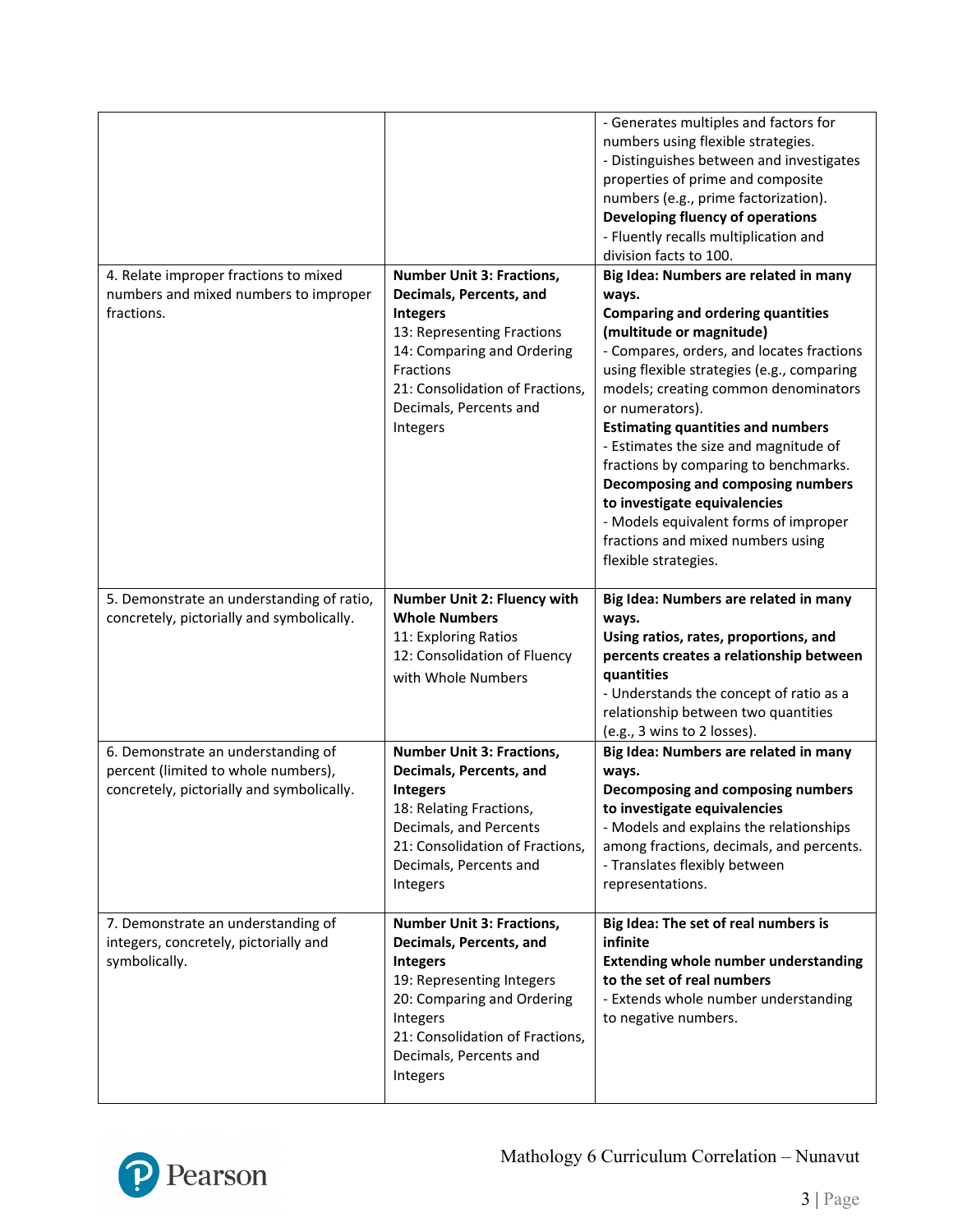| | | |
|---|---|---|
| | | - Generates multiples and factors for numbers using flexible strategies.<br>- Distinguishes between and investigates properties of prime and composite numbers (e.g., prime factorization).<br>**Developing fluency of operations**<br>- Fluently recalls multiplication and division facts to 100. |
| 4. Relate improper fractions to mixed numbers and mixed numbers to improper fractions. | **Number Unit 3: Fractions, Decimals, Percents, and Integers**<br>13: Representing Fractions<br>14: Comparing and Ordering Fractions<br>21: Consolidation of Fractions, Decimals, Percents and Integers | **Big Idea: Numbers are related in many ways.**<br>**Comparing and ordering quantities (multitude or magnitude)**<br>- Compares, orders, and locates fractions using flexible strategies (e.g., comparing models; creating common denominators or numerators).<br>**Estimating quantities and numbers**<br>- Estimates the size and magnitude of fractions by comparing to benchmarks.<br>**Decomposing and composing numbers to investigate equivalencies**<br>- Models equivalent forms of improper fractions and mixed numbers using flexible strategies. |
| 5. Demonstrate an understanding of ratio, concretely, pictorially and symbolically. | **Number Unit 2: Fluency with Whole Numbers**<br>11: Exploring Ratios<br>12: Consolidation of Fluency with Whole Numbers | **Big Idea: Numbers are related in many ways.**<br>**Using ratios, rates, proportions, and percents creates a relationship between quantities**<br>- Understands the concept of ratio as a relationship between two quantities (e.g., 3 wins to 2 losses). |
| 6. Demonstrate an understanding of percent (limited to whole numbers), concretely, pictorially and symbolically. | **Number Unit 3: Fractions, Decimals, Percents, and Integers**<br>18: Relating Fractions, Decimals, and Percents<br>21: Consolidation of Fractions, Decimals, Percents and Integers | **Big Idea: Numbers are related in many ways.**<br>**Decomposing and composing numbers to investigate equivalencies**<br>- Models and explains the relationships among fractions, decimals, and percents.<br>- Translates flexibly between representations. |
| 7. Demonstrate an understanding of integers, concretely, pictorially and symbolically. | **Number Unit 3: Fractions, Decimals, Percents, and Integers**<br>19: Representing Integers<br>20: Comparing and Ordering Integers<br>21: Consolidation of Fractions, Decimals, Percents and Integers | **Big Idea: The set of real numbers is infinite**<br>**Extending whole number understanding to the set of real numbers**<br>- Extends whole number understanding to negative numbers. |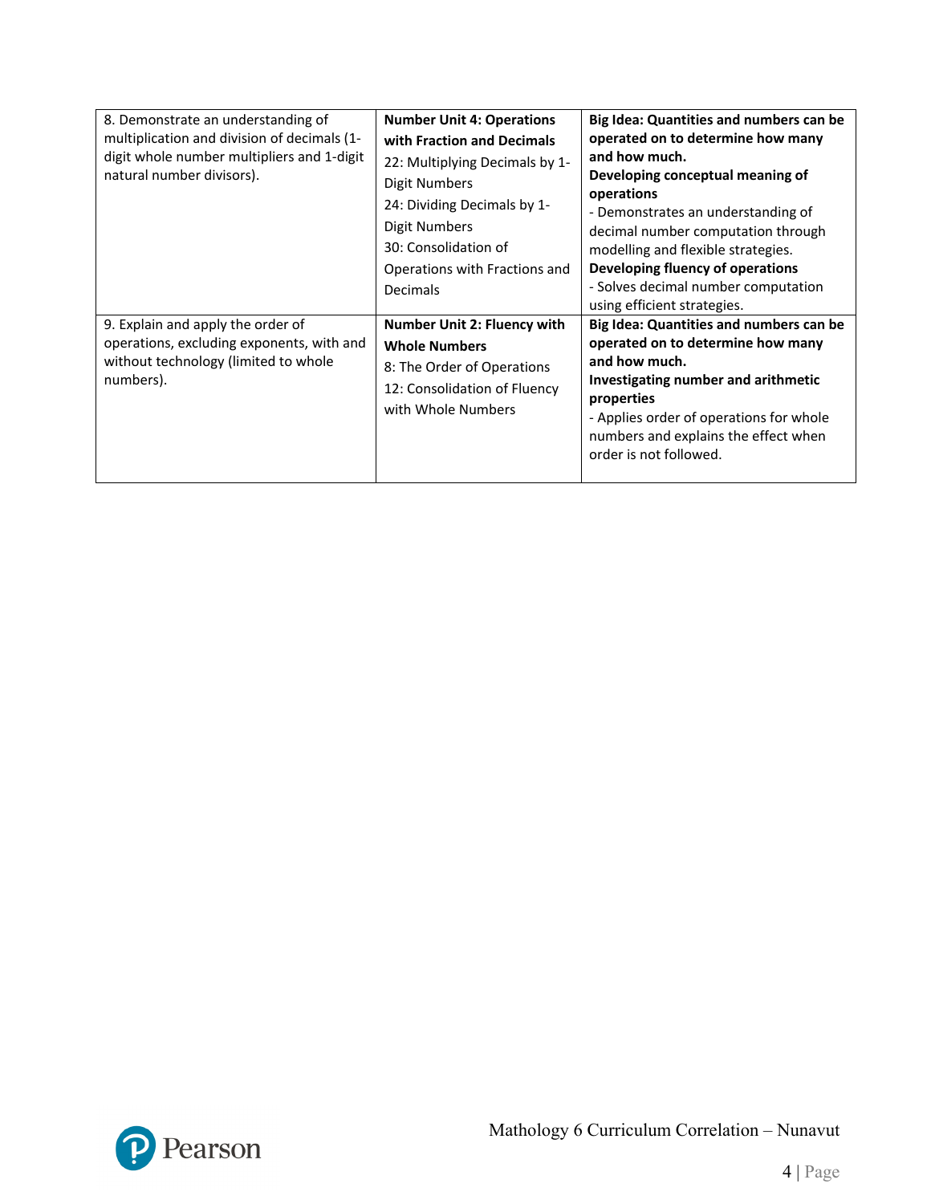| | | |
|---|---|---|
| 8. Demonstrate an understanding of multiplication and division of decimals (1-digit whole number multipliers and 1-digit natural number divisors). | **Number Unit 4: Operations with Fraction and Decimals**<br>22: Multiplying Decimals by 1-Digit Numbers<br>24: Dividing Decimals by 1-Digit Numbers<br>30: Consolidation of Operations with Fractions and Decimals | **Big Idea: Quantities and numbers can be operated on to determine how many and how much.**<br>**Developing conceptual meaning of operations**<br>- Demonstrates an understanding of decimal number computation through modelling and flexible strategies.<br>**Developing fluency of operations**<br>- Solves decimal number computation using efficient strategies. |
| 9. Explain and apply the order of operations, excluding exponents, with and without technology (limited to whole numbers). | **Number Unit 2: Fluency with Whole Numbers**<br>8: The Order of Operations<br>12: Consolidation of Fluency with Whole Numbers | **Big Idea: Quantities and numbers can be operated on to determine how many and how much.**<br>**Investigating number and arithmetic properties**<br>- Applies order of operations for whole numbers and explains the effect when order is not followed. |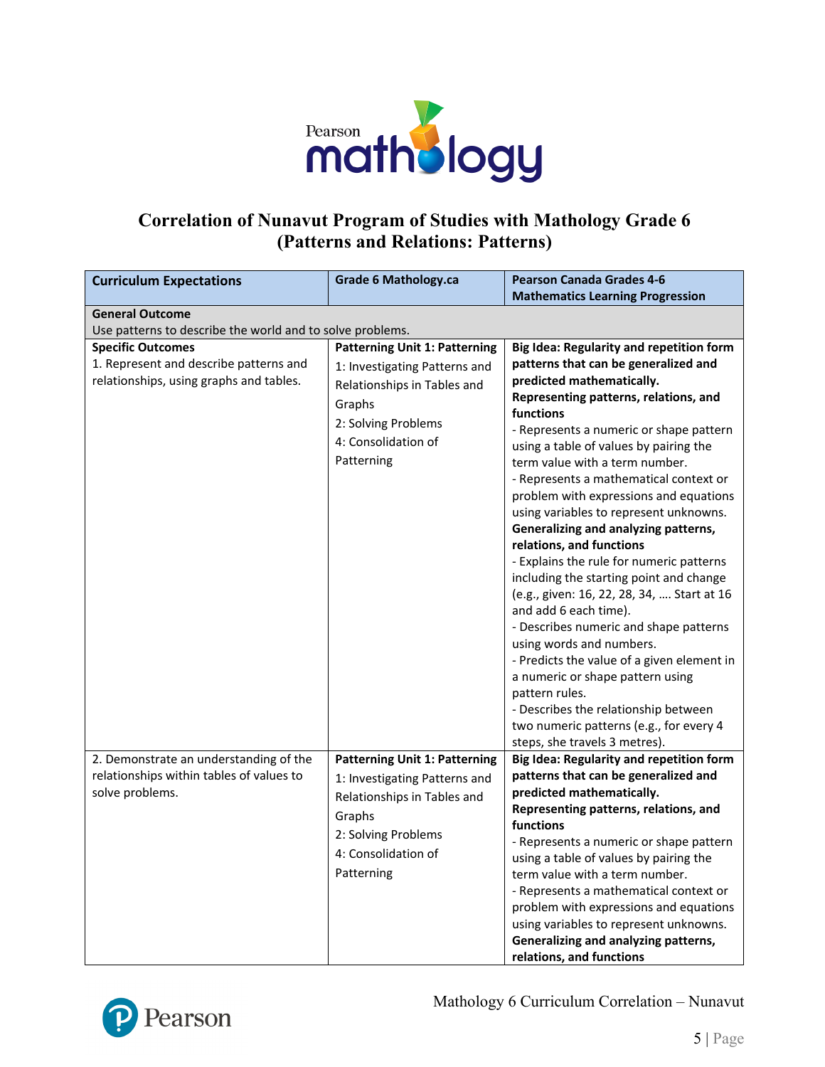## Correlation of Nunavut Program of Studies with Mathology Grade 6 (Patterns and Relations: Patterns)

| Curriculum Expectations | Grade 6 Mathology.ca | Pearson Canada Grades 4-6 Mathematics Learning Progression |
|---|---|---|
| **General Outcome**<br>Use patterns to describe the world and to solve problems. | | |
| **Specific Outcomes**<br>1. Represent and describe patterns and relationships, using graphs and tables. | **Patterning Unit 1: Patterning**<br>1: Investigating Patterns and Relationships in Tables and Graphs<br>2: Solving Problems<br>4: Consolidation of Patterning | **Big Idea: Regularity and repetition form patterns that can be generalized and predicted mathematically.**<br>**Representing patterns, relations, and functions**<br>- Represents a numeric or shape pattern using a table of values by pairing the term value with a term number.<br>- Represents a mathematical context or problem with expressions and equations using variables to represent unknowns.<br>**Generalizing and analyzing patterns, relations, and functions**<br>- Explains the rule for numeric patterns including the starting point and change (e.g., given: 16, 22, 28, 34, …. Start at 16 and add 6 each time).<br>- Describes numeric and shape patterns using words and numbers.<br>- Predicts the value of a given element in a numeric or shape pattern using pattern rules.<br>- Describes the relationship between two numeric patterns (e.g., for every 4 steps, she travels 3 metres). |
| 2. Demonstrate an understanding of the relationships within tables of values to solve problems. | **Patterning Unit 1: Patterning**<br>1: Investigating Patterns and Relationships in Tables and Graphs<br>2: Solving Problems<br>4: Consolidation of Patterning | **Big Idea: Regularity and repetition form patterns that can be generalized and predicted mathematically.**<br>**Representing patterns, relations, and functions**<br>- Represents a numeric or shape pattern using a table of values by pairing the term value with a term number.<br>- Represents a mathematical context or problem with expressions and equations using variables to represent unknowns.<br>**Generalizing and analyzing patterns, relations, and functions** |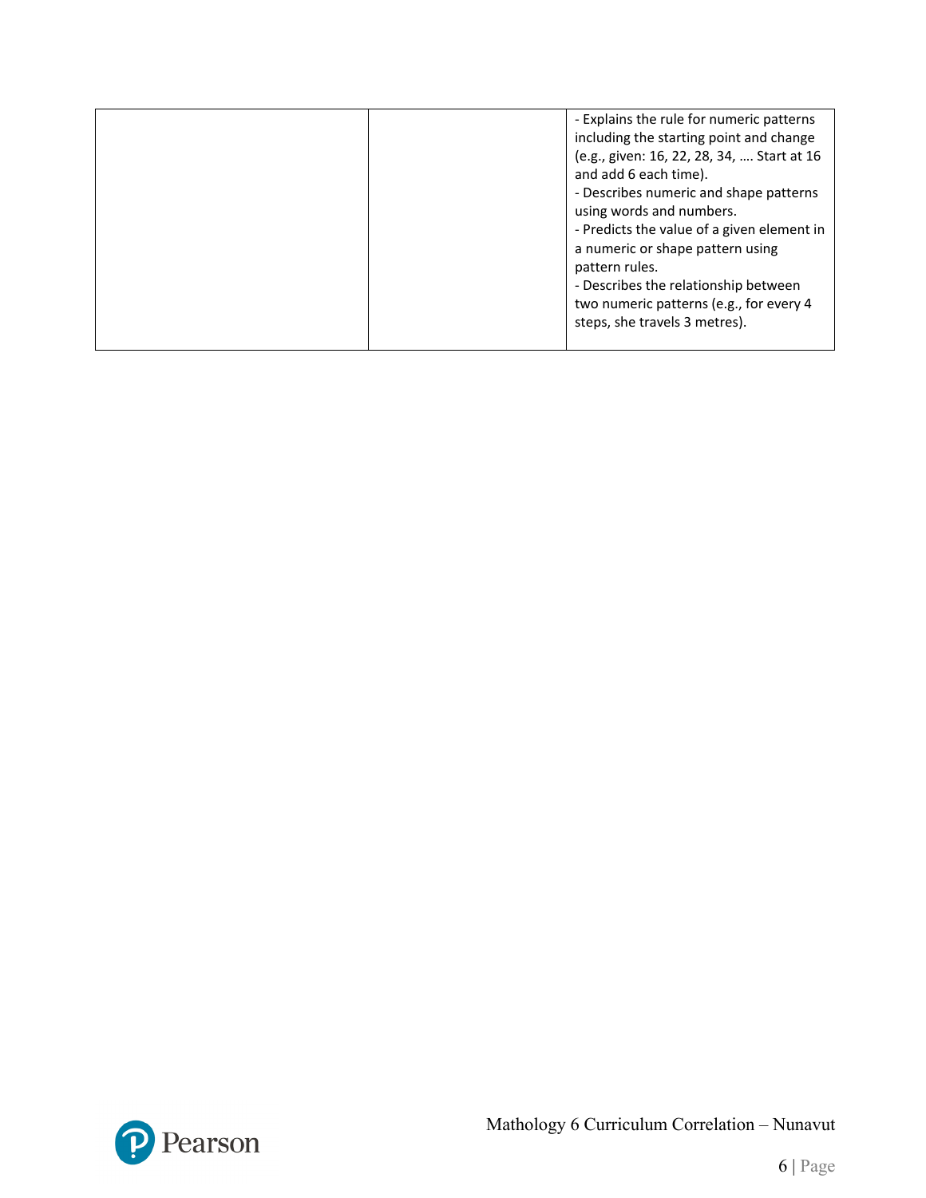|  |  |  |
|---|---|---|
|  |  | - Explains the rule for numeric patterns including the starting point and change (e.g., given: 16, 22, 28, 34, …. Start at 16 and add 6 each time).<br>- Describes numeric and shape patterns using words and numbers.<br>- Predicts the value of a given element in a numeric or shape pattern using pattern rules.<br>- Describes the relationship between two numeric patterns (e.g., for every 4 steps, she travels 3 metres). |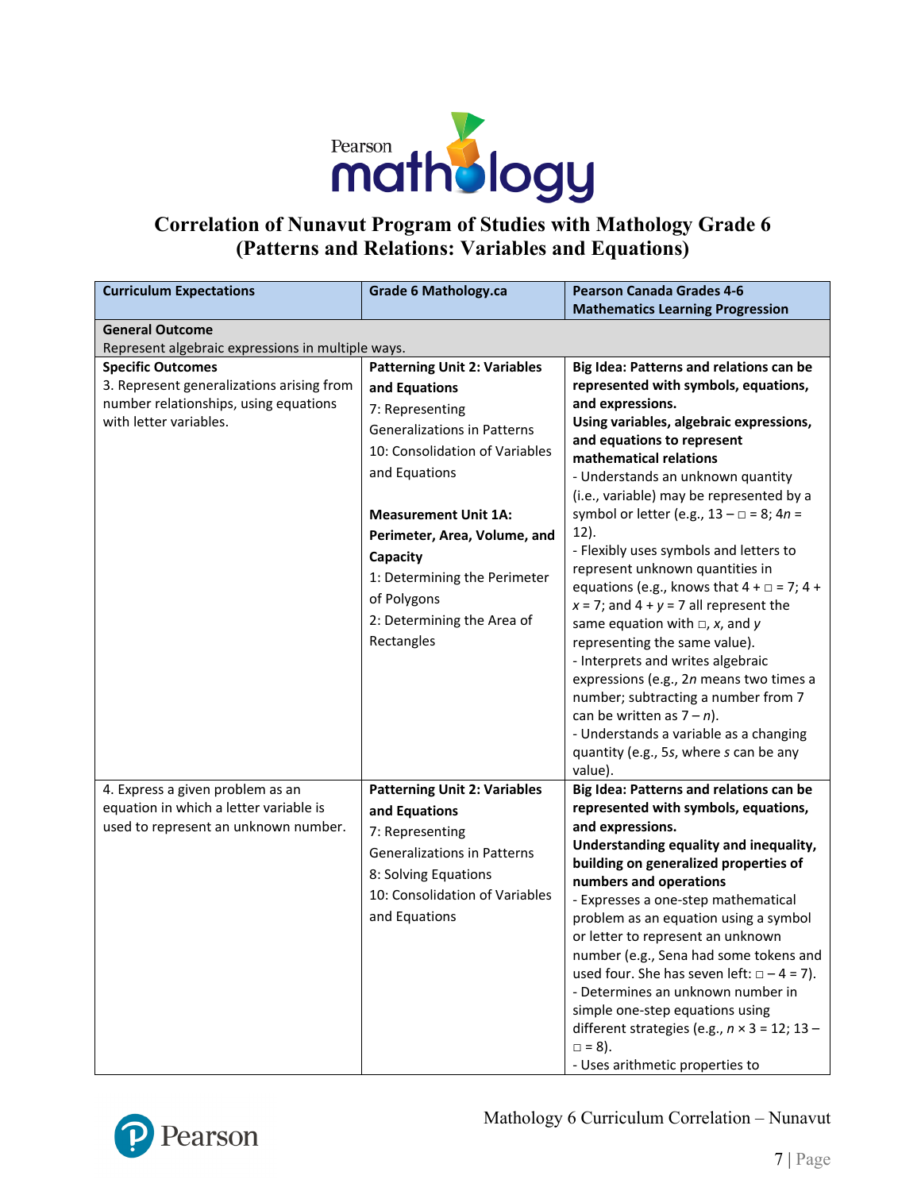# Correlation of Nunavut Program of Studies with Mathology Grade 6 (Patterns and Relations: Variables and Equations)

| Curriculum Expectations | Grade 6 Mathology.ca | Pearson Canada Grades 4-6 Mathematics Learning Progression |
|---|---|---|
| **General Outcome**<br>Represent algebraic expressions in multiple ways. | | |
| **Specific Outcomes**<br>3. Represent generalizations arising from number relationships, using equations with letter variables. | **Patterning Unit 2: Variables and Equations**<br>7: Representing Generalizations in Patterns<br>10: Consolidation of Variables and Equations<br><br>**Measurement Unit 1A: Perimeter, Area, Volume, and Capacity**<br>1: Determining the Perimeter of Polygons<br>2: Determining the Area of Rectangles | **Big Idea: Patterns and relations can be represented with symbols, equations, and expressions.**<br>**Using variables, algebraic expressions, and equations to represent mathematical relations**<br>- Understands an unknown quantity (i.e., variable) may be represented by a symbol or letter (e.g., $13 - \square = 8$; $4n = 12$).<br>- Flexibly uses symbols and letters to represent unknown quantities in equations (e.g., knows that $4 + \square = 7$; $4 + x = 7$; and $4 + y = 7$ all represent the same equation with $\square$, $x$, and $y$ representing the same value).<br>- Interprets and writes algebraic expressions (e.g., $2n$ means two times a number; subtracting a number from 7 can be written as $7 - n$).<br>- Understands a variable as a changing quantity (e.g., $5s$, where $s$ can be any value). |
| 4. Express a given problem as an equation in which a letter variable is used to represent an unknown number. | **Patterning Unit 2: Variables and Equations**<br>7: Representing Generalizations in Patterns<br>8: Solving Equations<br>10: Consolidation of Variables and Equations | **Big Idea: Patterns and relations can be represented with symbols, equations, and expressions.**<br>**Understanding equality and inequality, building on generalized properties of numbers and operations**<br>- Expresses a one-step mathematical problem as an equation using a symbol or letter to represent an unknown number (e.g., Sena had some tokens and used four. She has seven left: $\square - 4 = 7$).<br>- Determines an unknown number in simple one-step equations using different strategies (e.g., $n \times 3 = 12$; $13 - \square = 8$).<br>- Uses arithmetic properties to |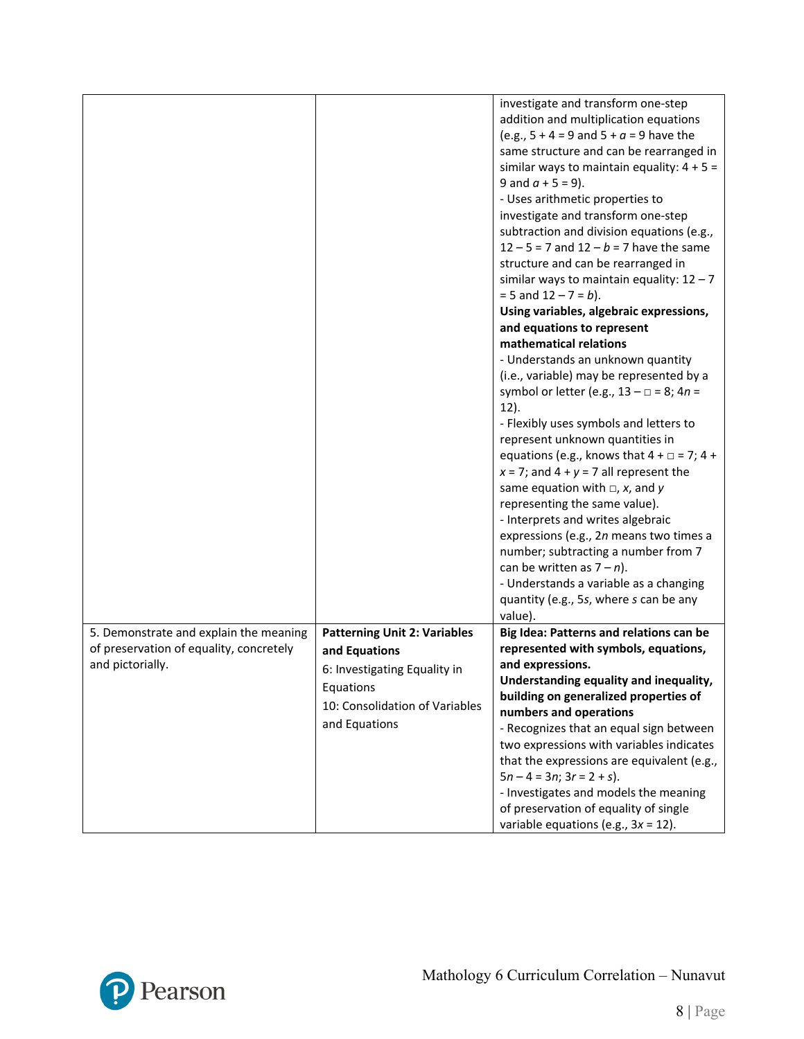| | | |
|---|---|---|
| | | investigate and transform one-step addition and multiplication equations (e.g., $5 + 4 = 9$ and $5 + a = 9$ have the same structure and can be rearranged in similar ways to maintain equality: $4 + 5 = 9$ and $a + 5 = 9$).<br>- Uses arithmetic properties to investigate and transform one-step subtraction and division equations (e.g., $12 – 5 = 7$ and $12 – b = 7$ have the same structure and can be rearranged in similar ways to maintain equality: $12 – 7 = 5$ and $12 – 7 = b$).<br>**Using variables, algebraic expressions, and equations to represent mathematical relations**<br>- Understands an unknown quantity (i.e., variable) may be represented by a symbol or letter (e.g., $13 – □ = 8$; $4n = 12$).<br>- Flexibly uses symbols and letters to represent unknown quantities in equations (e.g., knows that $4 + □ = 7$; $4 + x = 7$; and $4 + y = 7$ all represent the same equation with □, $x$, and $y$ representing the same value).<br>- Interprets and writes algebraic expressions (e.g., $2n$ means two times a number; subtracting a number from 7 can be written as $7 – n$).<br>- Understands a variable as a changing quantity (e.g., $5s$, where $s$ can be any value). |
| 5. Demonstrate and explain the meaning of preservation of equality, concretely and pictorially. | **Patterning Unit 2: Variables and Equations**<br>6: Investigating Equality in Equations<br>10: Consolidation of Variables and Equations | **Big Idea: Patterns and relations can be represented with symbols, equations, and expressions.**<br>**Understanding equality and inequality, building on generalized properties of numbers and operations**<br>- Recognizes that an equal sign between two expressions with variables indicates that the expressions are equivalent (e.g., $5n – 4 = 3n$; $3r = 2 + s$).<br>- Investigates and models the meaning of preservation of equality of single variable equations (e.g., $3x = 12$). |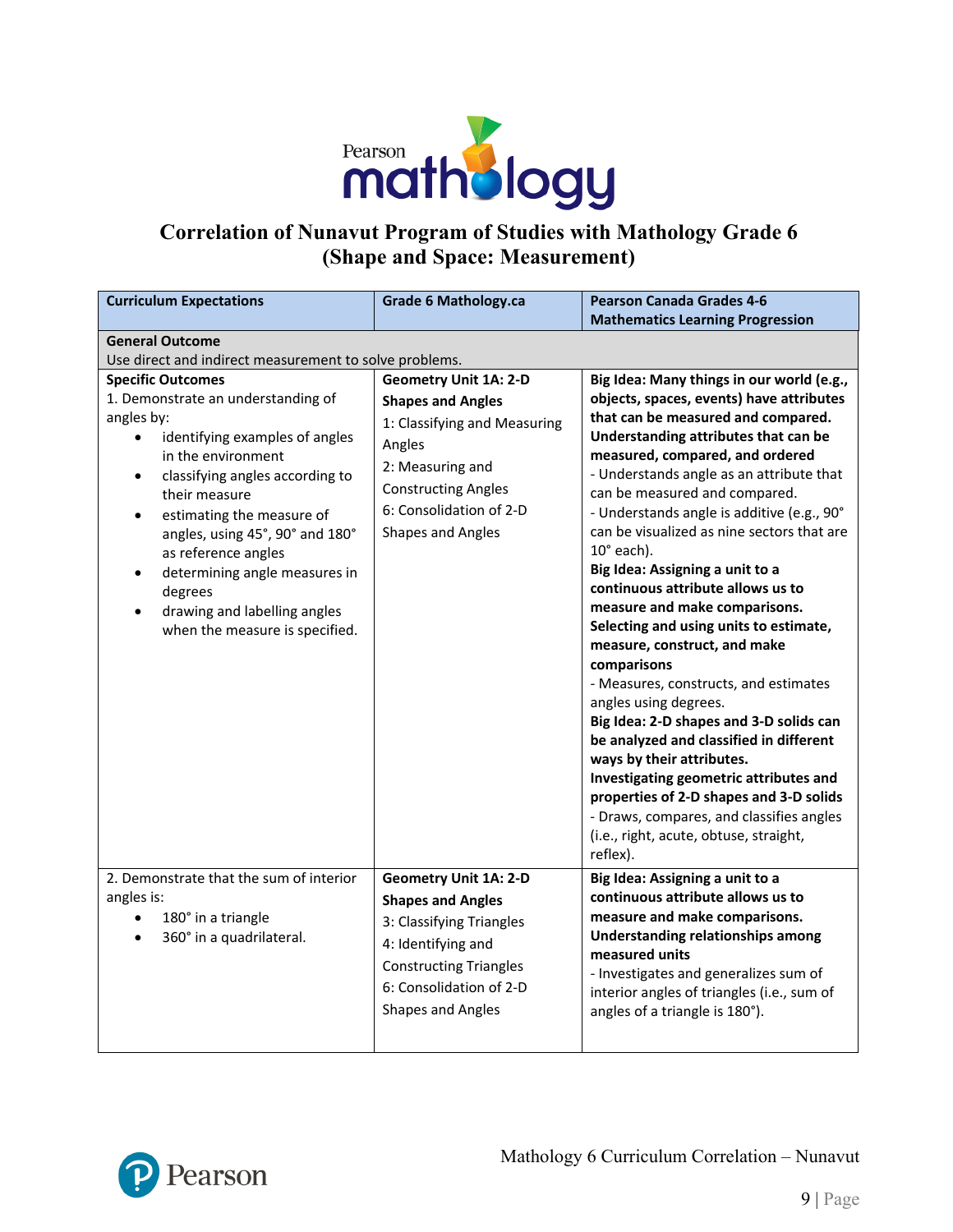# Correlation of Nunavut Program of Studies with Mathology Grade 6 (Shape and Space: Measurement)

| Curriculum Expectations | Grade 6 Mathology.ca | Pearson Canada Grades 4-6 Mathematics Learning Progression |
|---|---|---|
| **General Outcome**<br>Use direct and indirect measurement to solve problems. | | |
| **Specific Outcomes**<br>1. Demonstrate an understanding of angles by:<br>• identifying examples of angles in the environment<br>• classifying angles according to their measure<br>• estimating the measure of angles, using 45°, 90° and 180° as reference angles<br>• determining angle measures in degrees<br>• drawing and labelling angles when the measure is specified. | **Geometry Unit 1A: 2-D Shapes and Angles**<br>1: Classifying and Measuring Angles<br>2: Measuring and Constructing Angles<br>6: Consolidation of 2-D Shapes and Angles | **Big Idea: Many things in our world (e.g., objects, spaces, events) have attributes that can be measured and compared. Understanding attributes that can be measured, compared, and ordered**<br>- Understands angle as an attribute that can be measured and compared.<br>- Understands angle is additive (e.g., 90° can be visualized as nine sectors that are 10° each).<br>**Big Idea: Assigning a unit to a continuous attribute allows us to measure and make comparisons. Selecting and using units to estimate, measure, construct, and make comparisons**<br>- Measures, constructs, and estimates angles using degrees.<br>**Big Idea: 2-D shapes and 3-D solids can be analyzed and classified in different ways by their attributes. Investigating geometric attributes and properties of 2-D shapes and 3-D solids**<br>- Draws, compares, and classifies angles (i.e., right, acute, obtuse, straight, reflex). |
| 2. Demonstrate that the sum of interior angles is:<br>• 180° in a triangle<br>• 360° in a quadrilateral. | **Geometry Unit 1A: 2-D Shapes and Angles**<br>3: Classifying Triangles<br>4: Identifying and Constructing Triangles<br>6: Consolidation of 2-D Shapes and Angles | **Big Idea: Assigning a unit to a continuous attribute allows us to measure and make comparisons. Understanding relationships among measured units**<br>- Investigates and generalizes sum of interior angles of triangles (i.e., sum of angles of a triangle is 180°). |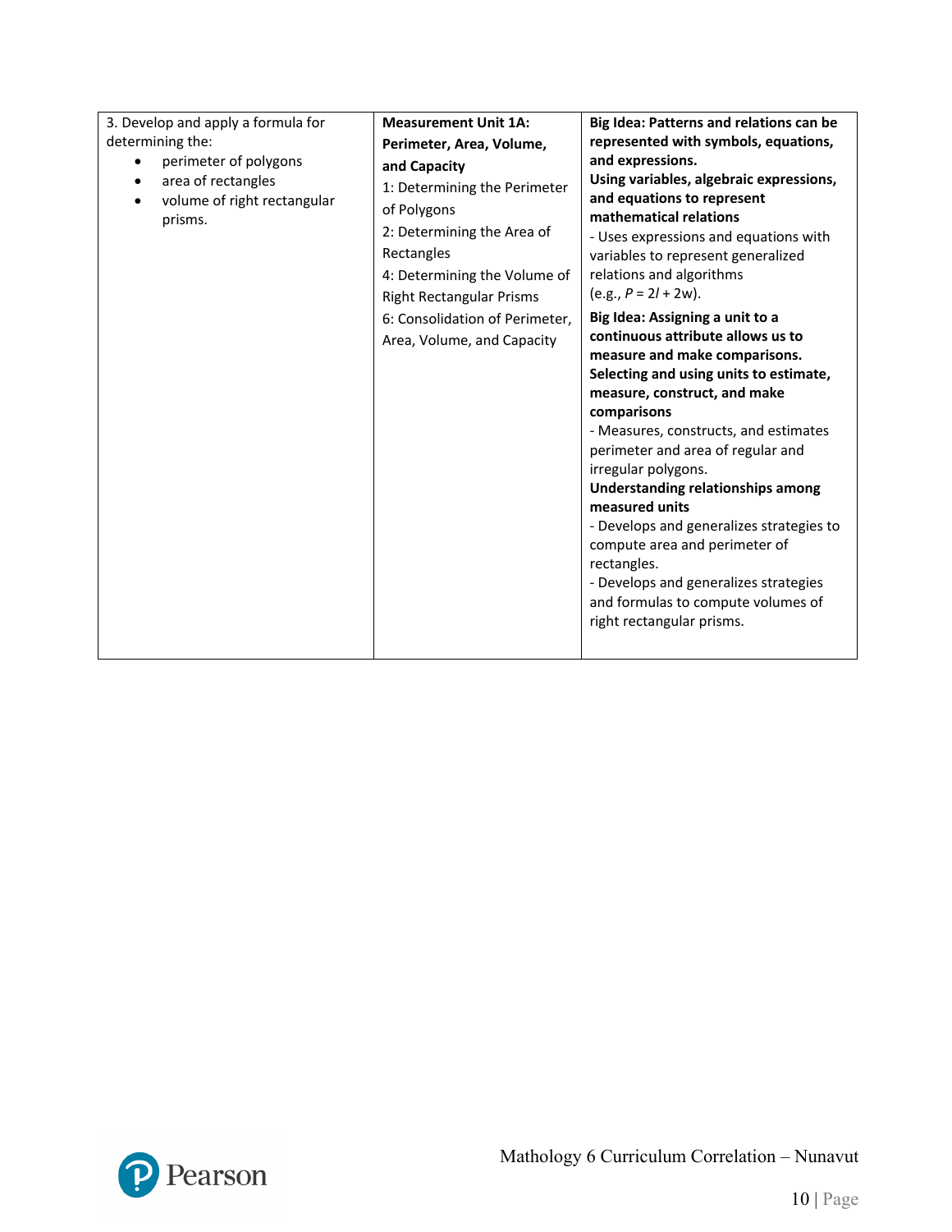| | | |
|---|---|---|
| 3. Develop and apply a formula for determining the:<br>• perimeter of polygons<br>• area of rectangles<br>• volume of right rectangular prisms. | **Measurement Unit 1A: Perimeter, Area, Volume, and Capacity**<br>1: Determining the Perimeter of Polygons<br>2: Determining the Area of Rectangles<br>4: Determining the Volume of Right Rectangular Prisms<br>6: Consolidation of Perimeter, Area, Volume, and Capacity | **Big Idea: Patterns and relations can be represented with symbols, equations, and expressions.**<br>**Using variables, algebraic expressions, and equations to represent mathematical relations**<br>- Uses expressions and equations with variables to represent generalized relations and algorithms (e.g., $P = 2l + 2w$).<br>**Big Idea: Assigning a unit to a continuous attribute allows us to measure and make comparisons.**<br>**Selecting and using units to estimate, measure, construct, and make comparisons**<br>- Measures, constructs, and estimates perimeter and area of regular and irregular polygons.<br>**Understanding relationships among measured units**<br>- Develops and generalizes strategies to compute area and perimeter of rectangles.<br>- Develops and generalizes strategies and formulas to compute volumes of right rectangular prisms. |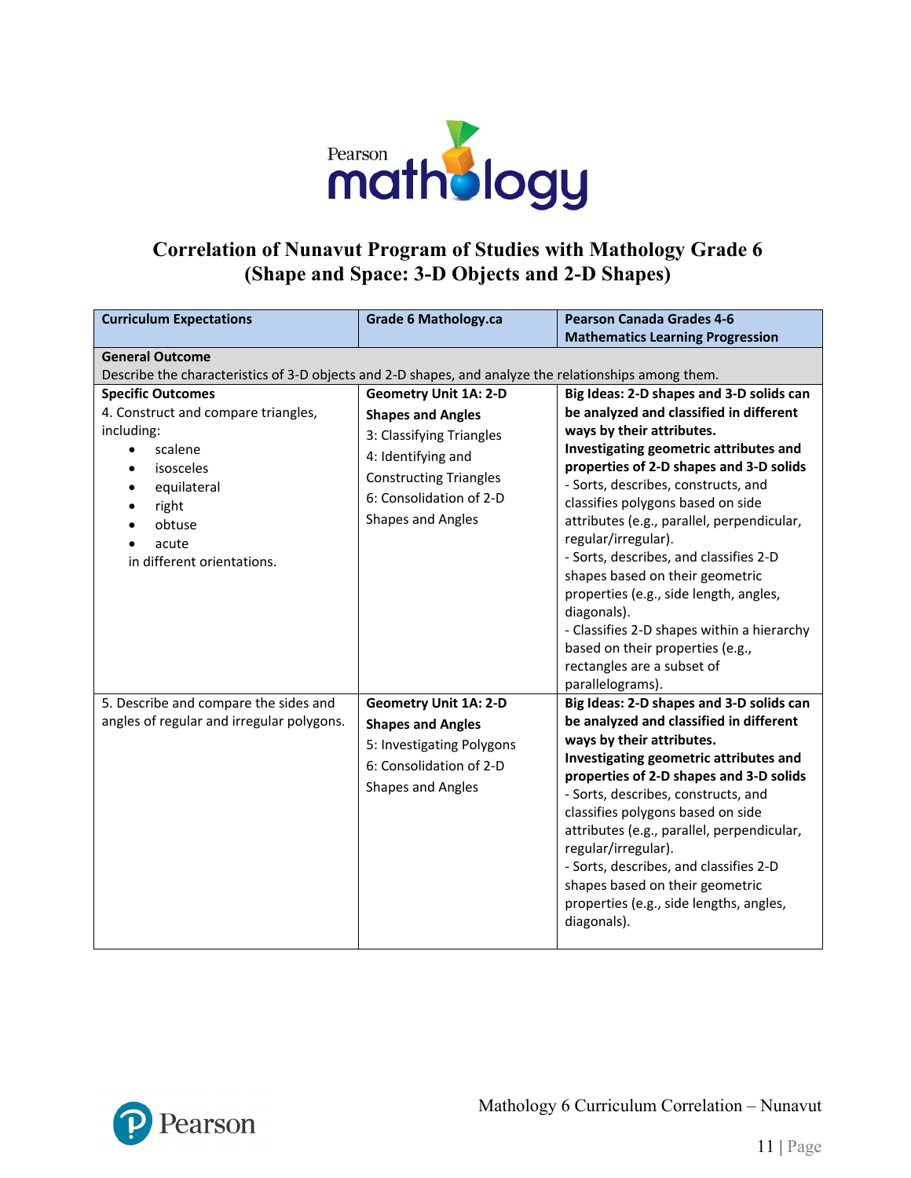# Correlation of Nunavut Program of Studies with Mathology Grade 6 (Shape and Space: 3-D Objects and 2-D Shapes)

| Curriculum Expectations | Grade 6 Mathology.ca | Pearson Canada Grades 4-6 Mathematics Learning Progression |
|---|---|---|
| **General Outcome**<br>Describe the characteristics of 3-D objects and 2-D shapes, and analyze the relationships among them. | | |
| **Specific Outcomes**<br>4. Construct and compare triangles, including:<br>• scalene<br>• isosceles<br>• equilateral<br>• right<br>• obtuse<br>• acute<br>in different orientations. | **Geometry Unit 1A: 2-D Shapes and Angles**<br>3: Classifying Triangles<br>4: Identifying and Constructing Triangles<br>6: Consolidation of 2-D Shapes and Angles | **Big Ideas: 2-D shapes and 3-D solids can be analyzed and classified in different ways by their attributes.**<br>**Investigating geometric attributes and properties of 2-D shapes and 3-D solids**<br>- Sorts, describes, constructs, and classifies polygons based on side attributes (e.g., parallel, perpendicular, regular/irregular).<br>- Sorts, describes, and classifies 2-D shapes based on their geometric properties (e.g., side length, angles, diagonals).<br>- Classifies 2-D shapes within a hierarchy based on their properties (e.g., rectangles are a subset of parallelograms). |
| 5. Describe and compare the sides and angles of regular and irregular polygons. | **Geometry Unit 1A: 2-D Shapes and Angles**<br>5: Investigating Polygons<br>6: Consolidation of 2-D Shapes and Angles | **Big Ideas: 2-D shapes and 3-D solids can be analyzed and classified in different ways by their attributes.**<br>**Investigating geometric attributes and properties of 2-D shapes and 3-D solids**<br>- Sorts, describes, constructs, and classifies polygons based on side attributes (e.g., parallel, perpendicular, regular/irregular).<br>- Sorts, describes, and classifies 2-D shapes based on their geometric properties (e.g., side lengths, angles, diagonals). |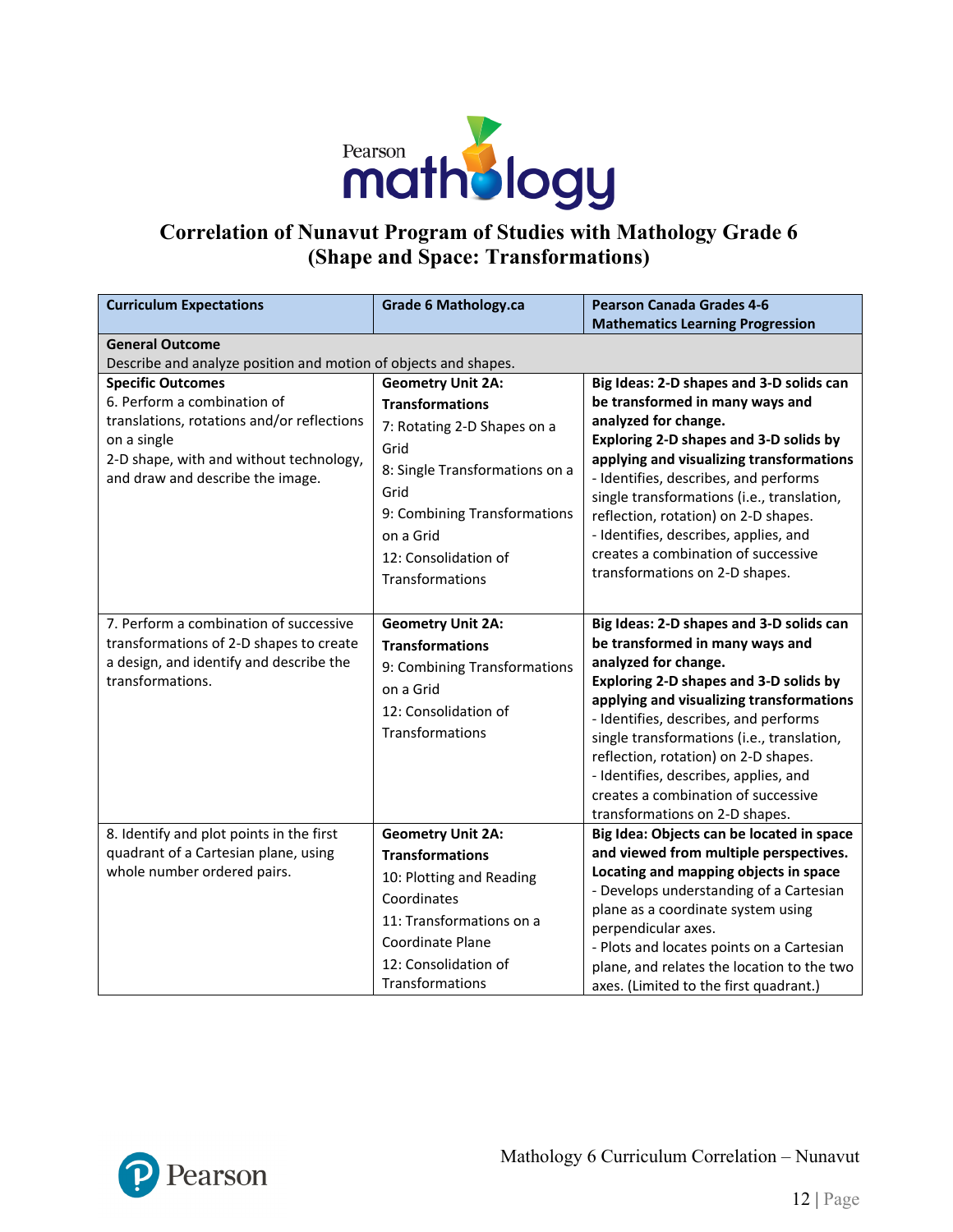# Correlation of Nunavut Program of Studies with Mathology Grade 6 (Shape and Space: Transformations)

| Curriculum Expectations | Grade 6 Mathology.ca | Pearson Canada Grades 4-6 Mathematics Learning Progression |
|---|---|---|
| **General Outcome**<br>Describe and analyze position and motion of objects and shapes. | | |
| **Specific Outcomes**<br>6. Perform a combination of translations, rotations and/or reflections on a single 2-D shape, with and without technology, and draw and describe the image. | **Geometry Unit 2A: Transformations**<br>7: Rotating 2-D Shapes on a Grid<br>8: Single Transformations on a Grid<br>9: Combining Transformations on a Grid<br>12: Consolidation of Transformations | **Big Ideas: 2-D shapes and 3-D solids can be transformed in many ways and analyzed for change.**<br>**Exploring 2-D shapes and 3-D solids by applying and visualizing transformations**<br>- Identifies, describes, and performs single transformations (i.e., translation, reflection, rotation) on 2-D shapes.<br>- Identifies, describes, applies, and creates a combination of successive transformations on 2-D shapes. |
| 7. Perform a combination of successive transformations of 2-D shapes to create a design, and identify and describe the transformations. | **Geometry Unit 2A: Transformations**<br>9: Combining Transformations on a Grid<br>12: Consolidation of Transformations | **Big Ideas: 2-D shapes and 3-D solids can be transformed in many ways and analyzed for change.**<br>**Exploring 2-D shapes and 3-D solids by applying and visualizing transformations**<br>- Identifies, describes, and performs single transformations (i.e., translation, reflection, rotation) on 2-D shapes.<br>- Identifies, describes, applies, and creates a combination of successive transformations on 2-D shapes. |
| 8. Identify and plot points in the first quadrant of a Cartesian plane, using whole number ordered pairs. | **Geometry Unit 2A: Transformations**<br>10: Plotting and Reading Coordinates<br>11: Transformations on a Coordinate Plane<br>12: Consolidation of Transformations | **Big Idea: Objects can be located in space and viewed from multiple perspectives.**<br>**Locating and mapping objects in space**<br>- Develops understanding of a Cartesian plane as a coordinate system using perpendicular axes.<br>- Plots and locates points on a Cartesian plane, and relates the location to the two axes. (Limited to the first quadrant.) |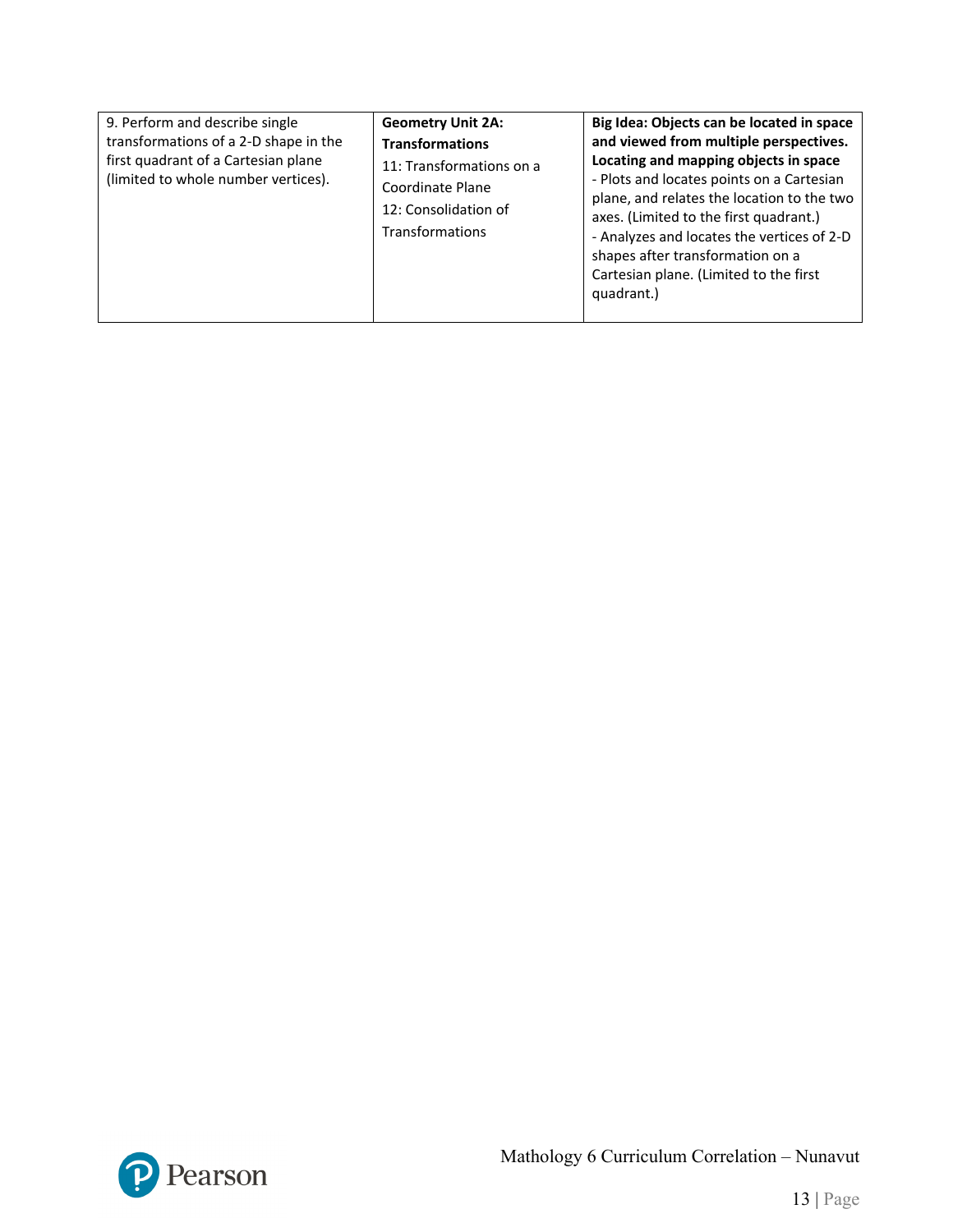| | | |
|---|---|---|
| 9. Perform and describe single transformations of a 2-D shape in the first quadrant of a Cartesian plane (limited to whole number vertices). | **Geometry Unit 2A: Transformations**<br>11: Transformations on a Coordinate Plane<br>12: Consolidation of Transformations | **Big Idea: Objects can be located in space and viewed from multiple perspectives.**<br>**Locating and mapping objects in space**<br>- Plots and locates points on a Cartesian plane, and relates the location to the two axes. (Limited to the first quadrant.)<br>- Analyzes and locates the vertices of 2-D shapes after transformation on a Cartesian plane. (Limited to the first quadrant.) |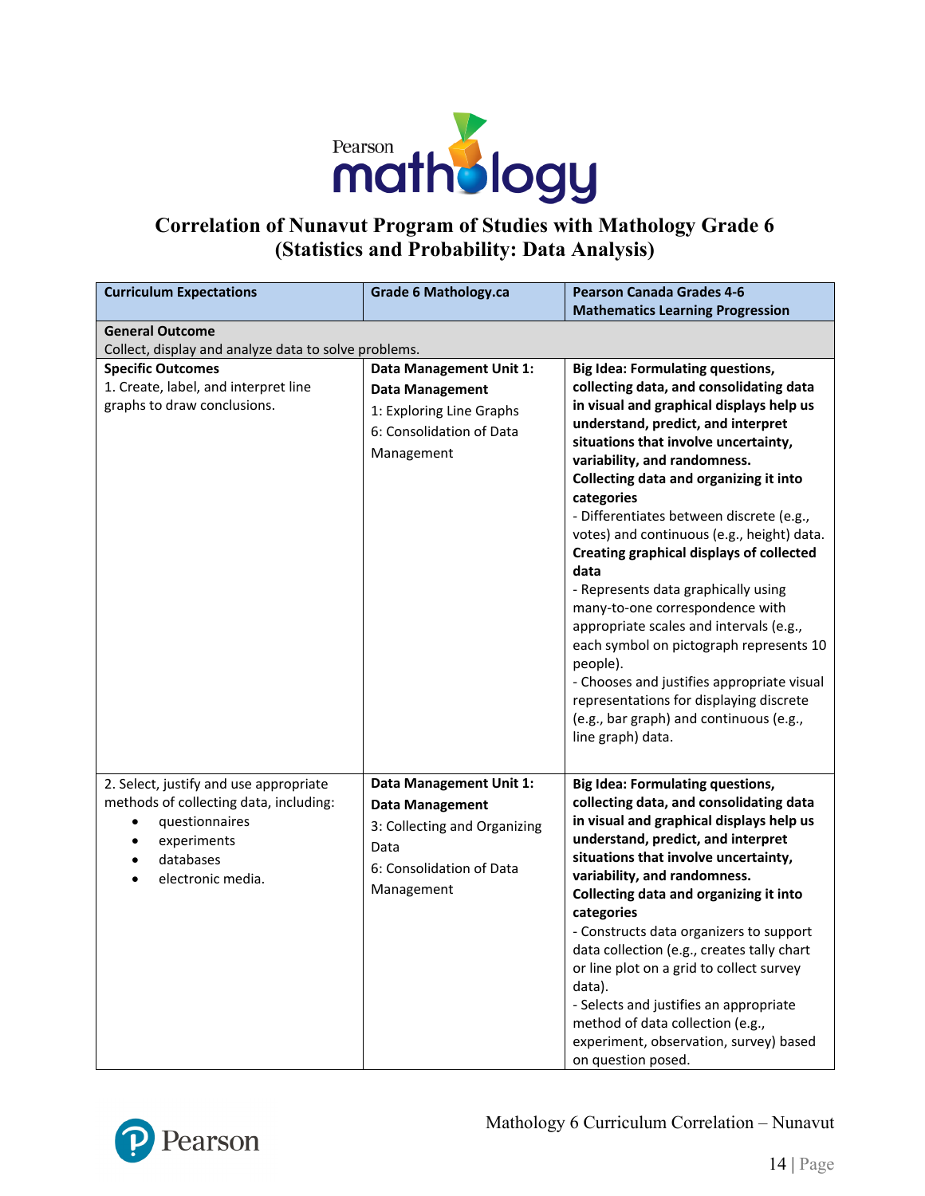# Correlation of Nunavut Program of Studies with Mathology Grade 6 (Statistics and Probability: Data Analysis)

| **Curriculum Expectations** | **Grade 6 Mathology.ca** | **Pearson Canada Grades 4-6 Mathematics Learning Progression** |
|---|---|---|
| **General Outcome**<br>Collect, display and analyze data to solve problems. | | |
| **Specific Outcomes**<br>1. Create, label, and interpret line graphs to draw conclusions. | **Data Management Unit 1: Data Management**<br>1: Exploring Line Graphs<br>6: Consolidation of Data Management | **Big Idea: Formulating questions, collecting data, and consolidating data in visual and graphical displays help us understand, predict, and interpret situations that involve uncertainty, variability, and randomness.**<br>**Collecting data and organizing it into categories**<br>- Differentiates between discrete (e.g., votes) and continuous (e.g., height) data.<br>**Creating graphical displays of collected data**<br>- Represents data graphically using many-to-one correspondence with appropriate scales and intervals (e.g., each symbol on pictograph represents 10 people).<br>- Chooses and justifies appropriate visual representations for displaying discrete (e.g., bar graph) and continuous (e.g., line graph) data. |
| 2. Select, justify and use appropriate methods of collecting data, including:<br>• questionnaires<br>• experiments<br>• databases<br>• electronic media. | **Data Management Unit 1: Data Management**<br>3: Collecting and Organizing Data<br>6: Consolidation of Data Management | **Big Idea: Formulating questions, collecting data, and consolidating data in visual and graphical displays help us understand, predict, and interpret situations that involve uncertainty, variability, and randomness.**<br>**Collecting data and organizing it into categories**<br>- Constructs data organizers to support data collection (e.g., creates tally chart or line plot on a grid to collect survey data).<br>- Selects and justifies an appropriate method of data collection (e.g., experiment, observation, survey) based on question posed. |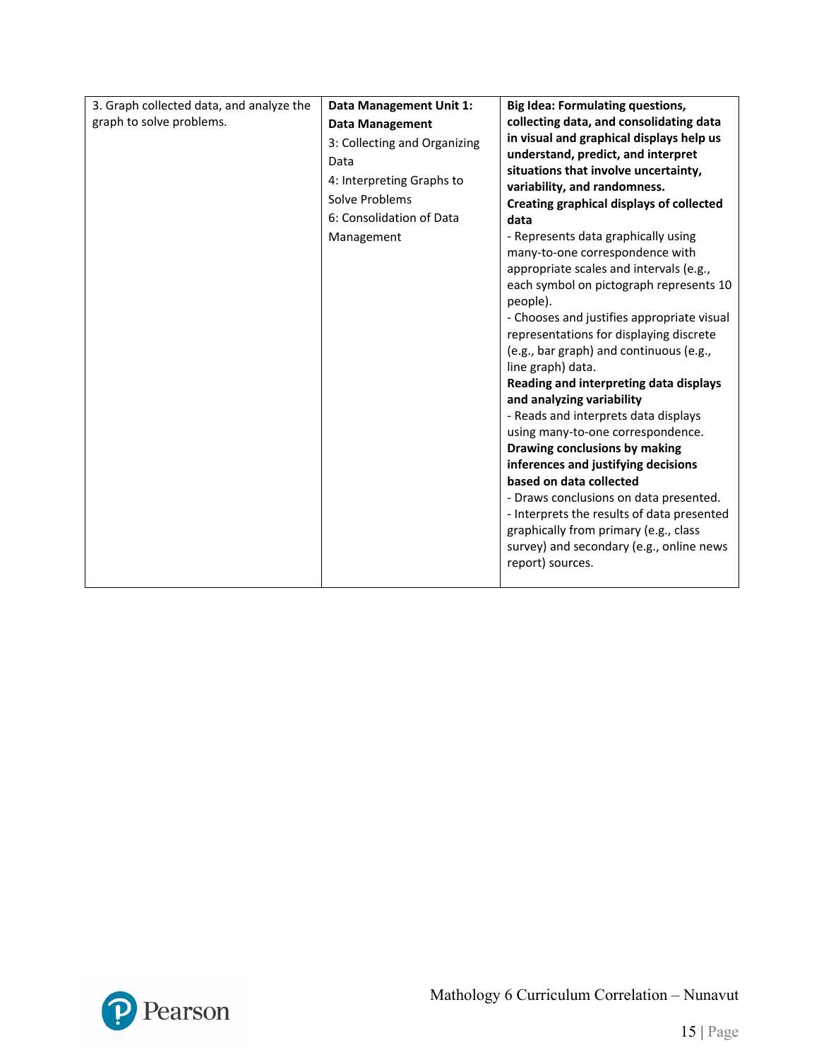| | | |
|---|---|---|
| 3. Graph collected data, and analyze the graph to solve problems. | **Data Management Unit 1: Data Management**<br>3: Collecting and Organizing Data<br>4: Interpreting Graphs to Solve Problems<br>6: Consolidation of Data Management | **Big Idea: Formulating questions, collecting data, and consolidating data in visual and graphical displays help us understand, predict, and interpret situations that involve uncertainty, variability, and randomness.**<br>**Creating graphical displays of collected data**<br>- Represents data graphically using many-to-one correspondence with appropriate scales and intervals (e.g., each symbol on pictograph represents 10 people).<br>- Chooses and justifies appropriate visual representations for displaying discrete (e.g., bar graph) and continuous (e.g., line graph) data.<br>**Reading and interpreting data displays and analyzing variability**<br>- Reads and interprets data displays using many-to-one correspondence.<br>**Drawing conclusions by making inferences and justifying decisions based on data collected**<br>- Draws conclusions on data presented.<br>- Interprets the results of data presented graphically from primary (e.g., class survey) and secondary (e.g., online news report) sources. |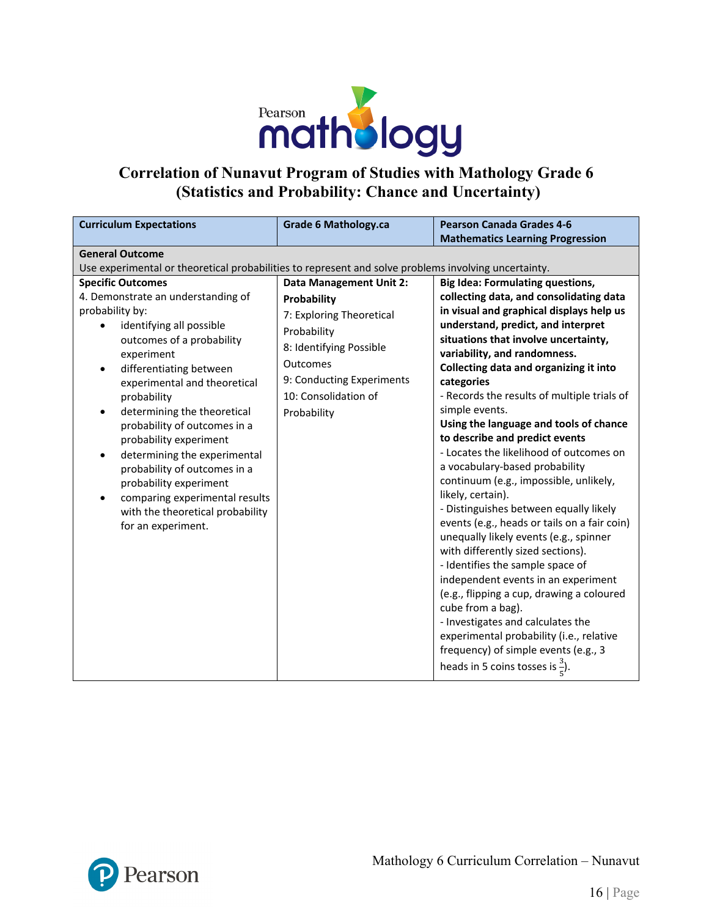# Correlation of Nunavut Program of Studies with Mathology Grade 6 (Statistics and Probability: Chance and Uncertainty)

| Curriculum Expectations | Grade 6 Mathology.ca | Pearson Canada Grades 4-6 Mathematics Learning Progression |
|---|---|---|
| **General Outcome**<br>Use experimental or theoretical probabilities to represent and solve problems involving uncertainty. | | |
| **Specific Outcomes**<br>4. Demonstrate an understanding of probability by:<br>• identifying all possible outcomes of a probability experiment<br>• differentiating between experimental and theoretical probability<br>• determining the theoretical probability of outcomes in a probability experiment<br>• determining the experimental probability of outcomes in a probability experiment<br>• comparing experimental results with the theoretical probability for an experiment. | **Data Management Unit 2: Probability**<br>7: Exploring Theoretical Probability<br>8: Identifying Possible Outcomes<br>9: Conducting Experiments<br>10: Consolidation of Probability | **Big Idea: Formulating questions, collecting data, and consolidating data in visual and graphical displays help us understand, predict, and interpret situations that involve uncertainty, variability, and randomness.**<br>**Collecting data and organizing it into categories**<br>- Records the results of multiple trials of simple events.<br>**Using the language and tools of chance to describe and predict events**<br>- Locates the likelihood of outcomes on a vocabulary-based probability continuum (e.g., impossible, unlikely, likely, certain).<br>- Distinguishes between equally likely events (e.g., heads or tails on a fair coin) unequally likely events (e.g., spinner with differently sized sections).<br>- Identifies the sample space of independent events in an experiment (e.g., flipping a cup, drawing a coloured cube from a bag).<br>- Investigates and calculates the experimental probability (i.e., relative frequency) of simple events (e.g., 3 heads in 5 coins tosses is $\frac{3}{5}$). |